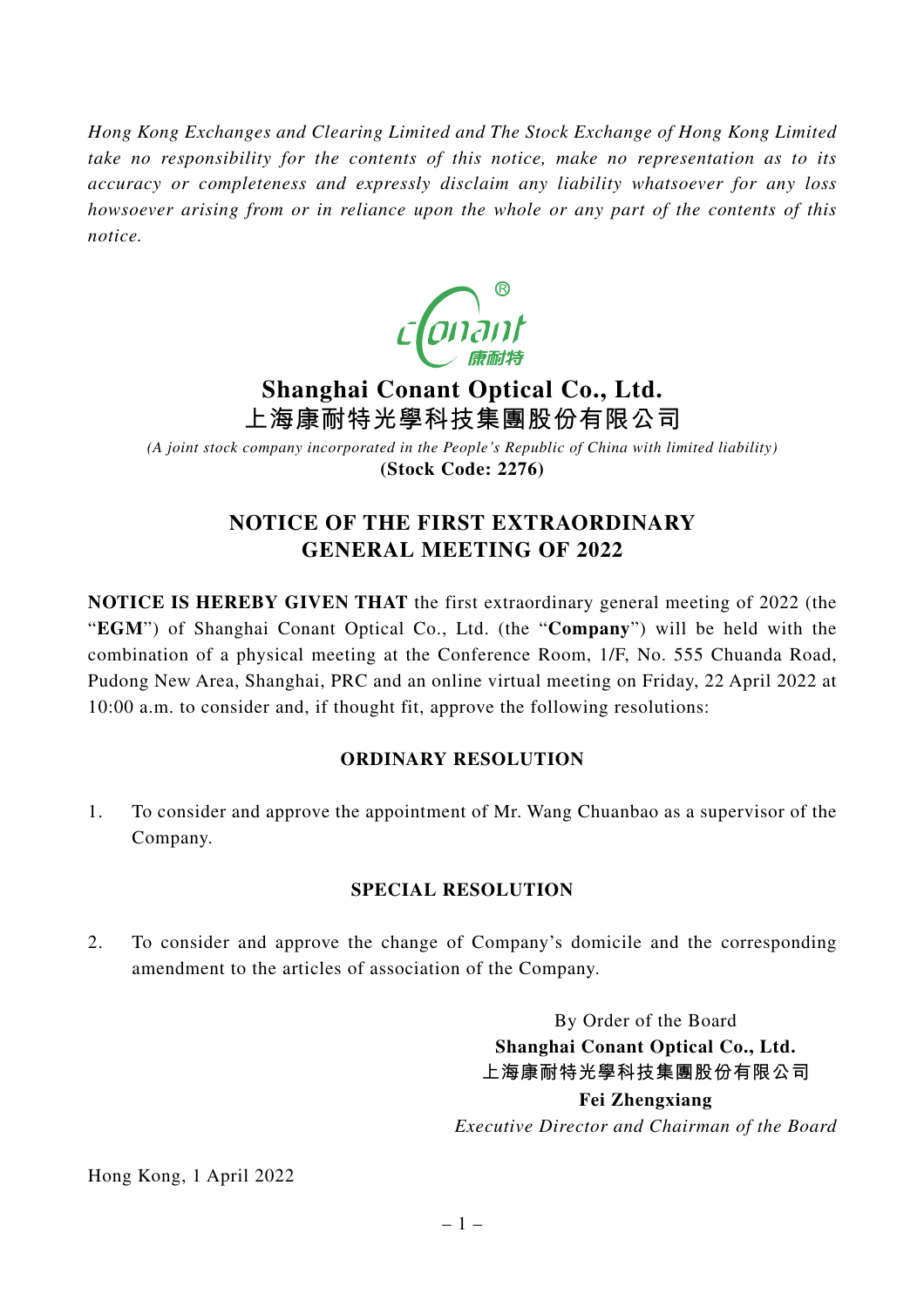*Hong Kong Exchanges and Clearing Limited and The Stock Exchange of Hong Kong Limited take no responsibility for the contents of this notice, make no representation as to its accuracy or completeness and expressly disclaim any liability whatsoever for any loss howsoever arising from or in reliance upon the whole or any part of the contents of this notice.*

# Shanghai Conant Optical Co., Ltd.
# 上海康耐特光學科技集團股份有限公司

*(A joint stock company incorporated in the People's Republic of China with limited liability)*

**(Stock Code: 2276)**

## NOTICE OF THE FIRST EXTRAORDINARY GENERAL MEETING OF 2022

**NOTICE IS HEREBY GIVEN THAT** the first extraordinary general meeting of 2022 (the "**EGM**") of Shanghai Conant Optical Co., Ltd. (the "**Company**") will be held with the combination of a physical meeting at the Conference Room, 1/F, No. 555 Chuanda Road, Pudong New Area, Shanghai, PRC and an online virtual meeting on Friday, 22 April 2022 at 10:00 a.m. to consider and, if thought fit, approve the following resolutions:

### ORDINARY RESOLUTION

1. To consider and approve the appointment of Mr. Wang Chuanbao as a supervisor of the Company.

### SPECIAL RESOLUTION

2. To consider and approve the change of Company's domicile and the corresponding amendment to the articles of association of the Company.

By Order of the Board
**Shanghai Conant Optical Co., Ltd.**
**上海康耐特光學科技集團股份有限公司**
**Fei Zhengxiang**
*Executive Director and Chairman of the Board*

Hong Kong, 1 April 2022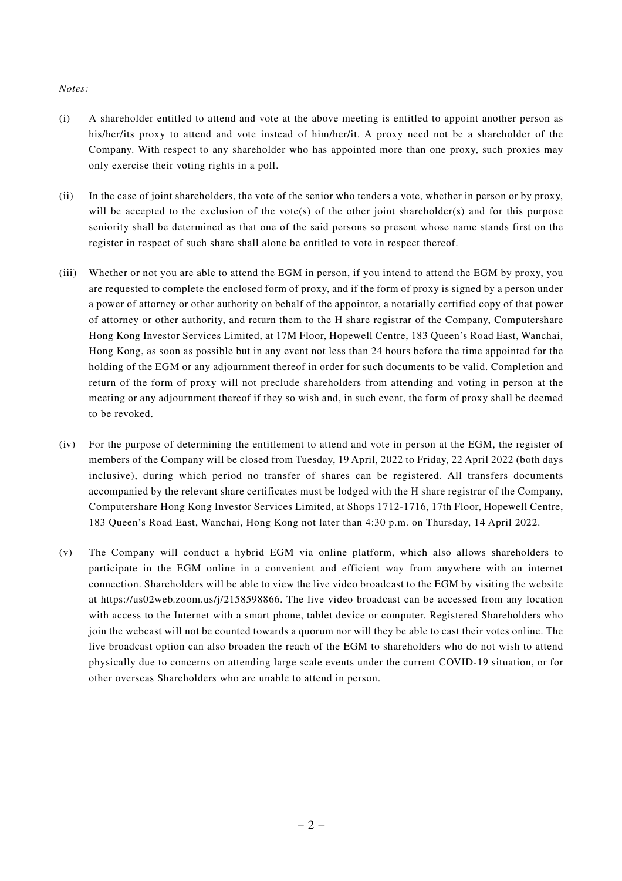*Notes:*

(i) A shareholder entitled to attend and vote at the above meeting is entitled to appoint another person as his/her/its proxy to attend and vote instead of him/her/it. A proxy need not be a shareholder of the Company. With respect to any shareholder who has appointed more than one proxy, such proxies may only exercise their voting rights in a poll.

(ii) In the case of joint shareholders, the vote of the senior who tenders a vote, whether in person or by proxy, will be accepted to the exclusion of the vote(s) of the other joint shareholder(s) and for this purpose seniority shall be determined as that one of the said persons so present whose name stands first on the register in respect of such share shall alone be entitled to vote in respect thereof.

(iii) Whether or not you are able to attend the EGM in person, if you intend to attend the EGM by proxy, you are requested to complete the enclosed form of proxy, and if the form of proxy is signed by a person under a power of attorney or other authority on behalf of the appointor, a notarially certified copy of that power of attorney or other authority, and return them to the H share registrar of the Company, Computershare Hong Kong Investor Services Limited, at 17M Floor, Hopewell Centre, 183 Queen's Road East, Wanchai, Hong Kong, as soon as possible but in any event not less than 24 hours before the time appointed for the holding of the EGM or any adjournment thereof in order for such documents to be valid. Completion and return of the form of proxy will not preclude shareholders from attending and voting in person at the meeting or any adjournment thereof if they so wish and, in such event, the form of proxy shall be deemed to be revoked.

(iv) For the purpose of determining the entitlement to attend and vote in person at the EGM, the register of members of the Company will be closed from Tuesday, 19 April, 2022 to Friday, 22 April 2022 (both days inclusive), during which period no transfer of shares can be registered. All transfers documents accompanied by the relevant share certificates must be lodged with the H share registrar of the Company, Computershare Hong Kong Investor Services Limited, at Shops 1712-1716, 17th Floor, Hopewell Centre, 183 Queen's Road East, Wanchai, Hong Kong not later than 4:30 p.m. on Thursday, 14 April 2022.

(v) The Company will conduct a hybrid EGM via online platform, which also allows shareholders to participate in the EGM online in a convenient and efficient way from anywhere with an internet connection. Shareholders will be able to view the live video broadcast to the EGM by visiting the website at https://us02web.zoom.us/j/2158598866. The live video broadcast can be accessed from any location with access to the Internet with a smart phone, tablet device or computer. Registered Shareholders who join the webcast will not be counted towards a quorum nor will they be able to cast their votes online. The live broadcast option can also broaden the reach of the EGM to shareholders who do not wish to attend physically due to concerns on attending large scale events under the current COVID-19 situation, or for other overseas Shareholders who are unable to attend in person.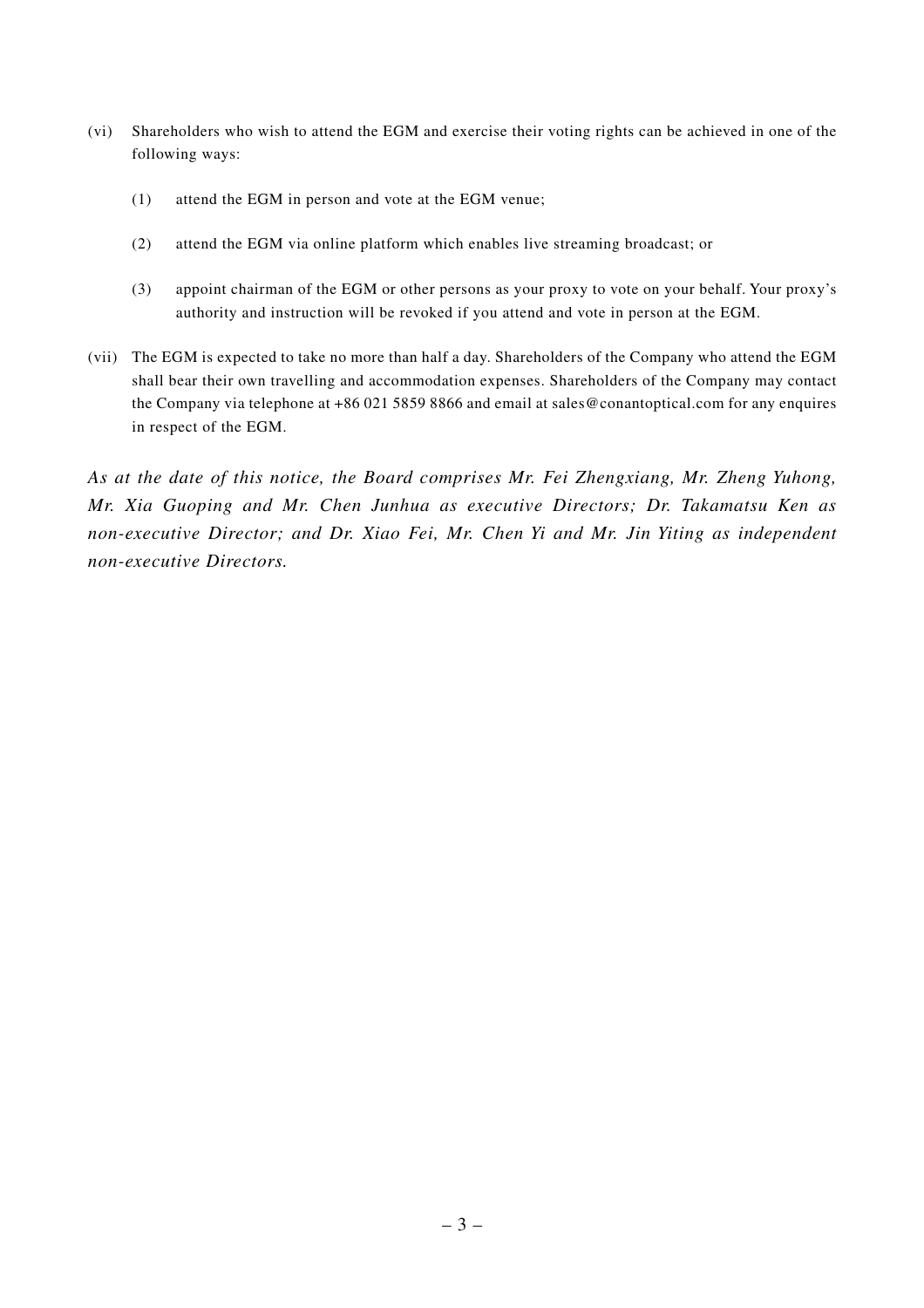(vi) Shareholders who wish to attend the EGM and exercise their voting rights can be achieved in one of the following ways:

  (1) attend the EGM in person and vote at the EGM venue;

  (2) attend the EGM via online platform which enables live streaming broadcast; or

  (3) appoint chairman of the EGM or other persons as your proxy to vote on your behalf. Your proxy's authority and instruction will be revoked if you attend and vote in person at the EGM.

(vii) The EGM is expected to take no more than half a day. Shareholders of the Company who attend the EGM shall bear their own travelling and accommodation expenses. Shareholders of the Company may contact the Company via telephone at +86 021 5859 8866 and email at sales@conantoptical.com for any enquires in respect of the EGM.

*As at the date of this notice, the Board comprises Mr. Fei Zhengxiang, Mr. Zheng Yuhong, Mr. Xia Guoping and Mr. Chen Junhua as executive Directors; Dr. Takamatsu Ken as non-executive Director; and Dr. Xiao Fei, Mr. Chen Yi and Mr. Jin Yiting as independent non-executive Directors.*